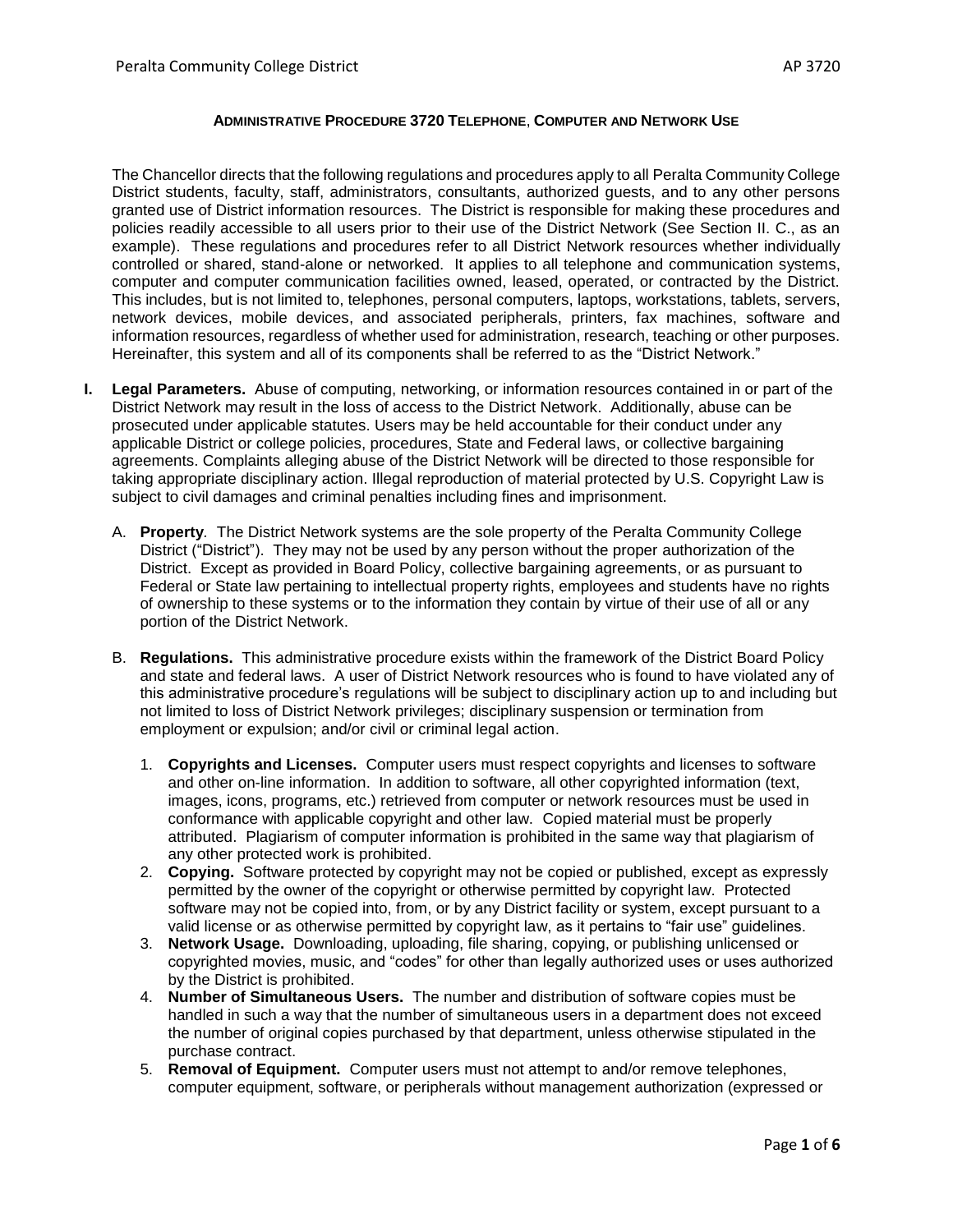# ADMINISTRATIVE PROCEDURE 3720 TELEPHONE, COMPUTER AND NETWORK USE

The Chancellor directs that the following regulations and procedures apply to all Peralta Community College District students, faculty, staff, administrators, consultants, authorized guests, and to any other persons granted use of District information resources. The District is responsible for making these procedures and policies readily accessible to all users prior to their use of the District Network (See Section II. C., as an example). These regulations and procedures refer to all District Network resources whether individually controlled or shared, stand-alone or networked. It applies to all telephone and communication systems, computer and computer communication facilities owned, leased, operated, or contracted by the District. This includes, but is not limited to, telephones, personal computers, laptops, workstations, tablets, servers, network devices, mobile devices, and associated peripherals, printers, fax machines, software and information resources, regardless of whether used for administration, research, teaching or other purposes. Hereinafter, this system and all of its components shall be referred to as the "District Network."

**I. Legal Parameters.** Abuse of computing, networking, or information resources contained in or part of the District Network may result in the loss of access to the District Network. Additionally, abuse can be prosecuted under applicable statutes. Users may be held accountable for their conduct under any applicable District or college policies, procedures, State and Federal laws, or collective bargaining agreements. Complaints alleging abuse of the District Network will be directed to those responsible for taking appropriate disciplinary action. Illegal reproduction of material protected by U.S. Copyright Law is subject to civil damages and criminal penalties including fines and imprisonment.

A. **Property**. The District Network systems are the sole property of the Peralta Community College District ("District"). They may not be used by any person without the proper authorization of the District. Except as provided in Board Policy, collective bargaining agreements, or as pursuant to Federal or State law pertaining to intellectual property rights, employees and students have no rights of ownership to these systems or to the information they contain by virtue of their use of all or any portion of the District Network.

B. **Regulations.** This administrative procedure exists within the framework of the District Board Policy and state and federal laws. A user of District Network resources who is found to have violated any of this administrative procedure's regulations will be subject to disciplinary action up to and including but not limited to loss of District Network privileges; disciplinary suspension or termination from employment or expulsion; and/or civil or criminal legal action.

1. **Copyrights and Licenses.** Computer users must respect copyrights and licenses to software and other on-line information. In addition to software, all other copyrighted information (text, images, icons, programs, etc.) retrieved from computer or network resources must be used in conformance with applicable copyright and other law. Copied material must be properly attributed. Plagiarism of computer information is prohibited in the same way that plagiarism of any other protected work is prohibited.
2. **Copying.** Software protected by copyright may not be copied or published, except as expressly permitted by the owner of the copyright or otherwise permitted by copyright law. Protected software may not be copied into, from, or by any District facility or system, except pursuant to a valid license or as otherwise permitted by copyright law, as it pertains to "fair use" guidelines.
3. **Network Usage.** Downloading, uploading, file sharing, copying, or publishing unlicensed or copyrighted movies, music, and "codes" for other than legally authorized uses or uses authorized by the District is prohibited.
4. **Number of Simultaneous Users.** The number and distribution of software copies must be handled in such a way that the number of simultaneous users in a department does not exceed the number of original copies purchased by that department, unless otherwise stipulated in the purchase contract.
5. **Removal of Equipment.** Computer users must not attempt to and/or remove telephones, computer equipment, software, or peripherals without management authorization (expressed or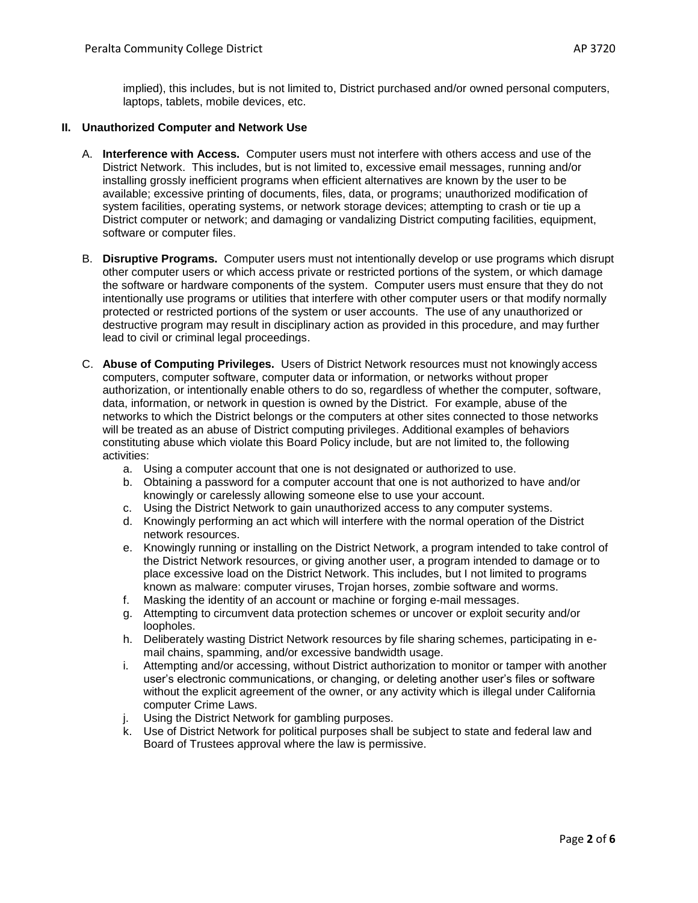implied), this includes, but is not limited to, District purchased and/or owned personal computers, laptops, tablets, mobile devices, etc.

## II. Unauthorized Computer and Network Use

A. **Interference with Access.** Computer users must not interfere with others access and use of the District Network. This includes, but is not limited to, excessive email messages, running and/or installing grossly inefficient programs when efficient alternatives are known by the user to be available; excessive printing of documents, files, data, or programs; unauthorized modification of system facilities, operating systems, or network storage devices; attempting to crash or tie up a District computer or network; and damaging or vandalizing District computing facilities, equipment, software or computer files.

B. **Disruptive Programs.** Computer users must not intentionally develop or use programs which disrupt other computer users or which access private or restricted portions of the system, or which damage the software or hardware components of the system. Computer users must ensure that they do not intentionally use programs or utilities that interfere with other computer users or that modify normally protected or restricted portions of the system or user accounts. The use of any unauthorized or destructive program may result in disciplinary action as provided in this procedure, and may further lead to civil or criminal legal proceedings.

C. **Abuse of Computing Privileges.** Users of District Network resources must not knowingly access computers, computer software, computer data or information, or networks without proper authorization, or intentionally enable others to do so, regardless of whether the computer, software, data, information, or network in question is owned by the District. For example, abuse of the networks to which the District belongs or the computers at other sites connected to those networks will be treated as an abuse of District computing privileges. Additional examples of behaviors constituting abuse which violate this Board Policy include, but are not limited to, the following activities:

   a. Using a computer account that one is not designated or authorized to use.
   b. Obtaining a password for a computer account that one is not authorized to have and/or knowingly or carelessly allowing someone else to use your account.
   c. Using the District Network to gain unauthorized access to any computer systems.
   d. Knowingly performing an act which will interfere with the normal operation of the District network resources.
   e. Knowingly running or installing on the District Network, a program intended to take control of the District Network resources, or giving another user, a program intended to damage or to place excessive load on the District Network. This includes, but I not limited to programs known as malware: computer viruses, Trojan horses, zombie software and worms.
   f. Masking the identity of an account or machine or forging e-mail messages.
   g. Attempting to circumvent data protection schemes or uncover or exploit security and/or loopholes.
   h. Deliberately wasting District Network resources by file sharing schemes, participating in e-mail chains, spamming, and/or excessive bandwidth usage.
   i. Attempting and/or accessing, without District authorization to monitor or tamper with another user's electronic communications, or changing, or deleting another user's files or software without the explicit agreement of the owner, or any activity which is illegal under California computer Crime Laws.
   j. Using the District Network for gambling purposes.
   k. Use of District Network for political purposes shall be subject to state and federal law and Board of Trustees approval where the law is permissive.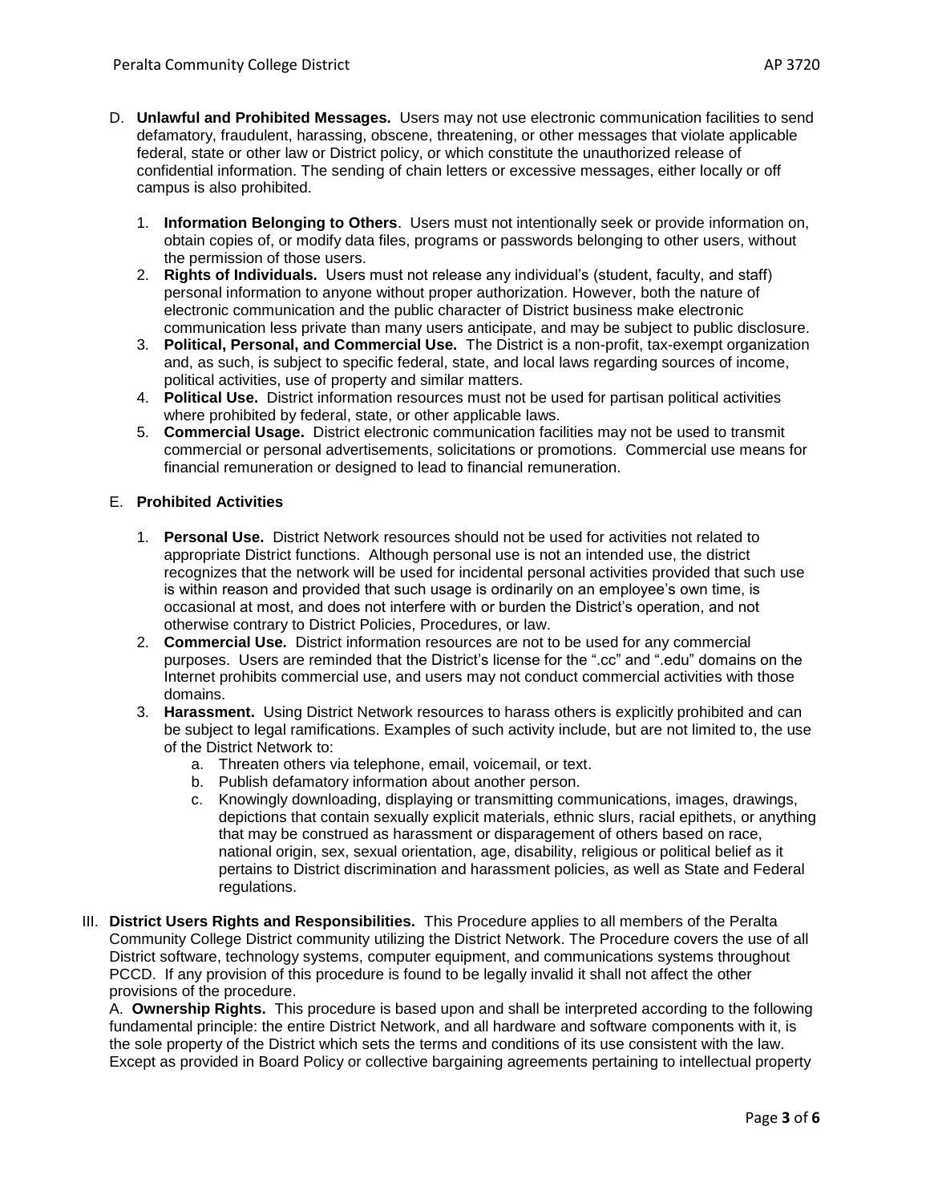D. **Unlawful and Prohibited Messages.** Users may not use electronic communication facilities to send defamatory, fraudulent, harassing, obscene, threatening, or other messages that violate applicable federal, state or other law or District policy, or which constitute the unauthorized release of confidential information. The sending of chain letters or excessive messages, either locally or off campus is also prohibited.

1. **Information Belonging to Others**. Users must not intentionally seek or provide information on, obtain copies of, or modify data files, programs or passwords belonging to other users, without the permission of those users.
2. **Rights of Individuals.** Users must not release any individual's (student, faculty, and staff) personal information to anyone without proper authorization. However, both the nature of electronic communication and the public character of District business make electronic communication less private than many users anticipate, and may be subject to public disclosure.
3. **Political, Personal, and Commercial Use.** The District is a non-profit, tax-exempt organization and, as such, is subject to specific federal, state, and local laws regarding sources of income, political activities, use of property and similar matters.
4. **Political Use.** District information resources must not be used for partisan political activities where prohibited by federal, state, or other applicable laws.
5. **Commercial Usage.** District electronic communication facilities may not be used to transmit commercial or personal advertisements, solicitations or promotions. Commercial use means for financial remuneration or designed to lead to financial remuneration.

E. **Prohibited Activities**

1. **Personal Use.** District Network resources should not be used for activities not related to appropriate District functions. Although personal use is not an intended use, the district recognizes that the network will be used for incidental personal activities provided that such use is within reason and provided that such usage is ordinarily on an employee's own time, is occasional at most, and does not interfere with or burden the District's operation, and not otherwise contrary to District Policies, Procedures, or law.
2. **Commercial Use.** District information resources are not to be used for any commercial purposes. Users are reminded that the District's license for the ".cc" and ".edu" domains on the Internet prohibits commercial use, and users may not conduct commercial activities with those domains.
3. **Harassment.** Using District Network resources to harass others is explicitly prohibited and can be subject to legal ramifications. Examples of such activity include, but are not limited to, the use of the District Network to:
   a. Threaten others via telephone, email, voicemail, or text.
   b. Publish defamatory information about another person.
   c. Knowingly downloading, displaying or transmitting communications, images, drawings, depictions that contain sexually explicit materials, ethnic slurs, racial epithets, or anything that may be construed as harassment or disparagement of others based on race, national origin, sex, sexual orientation, age, disability, religious or political belief as it pertains to District discrimination and harassment policies, as well as State and Federal regulations.

III. **District Users Rights and Responsibilities.** This Procedure applies to all members of the Peralta Community College District community utilizing the District Network. The Procedure covers the use of all District software, technology systems, computer equipment, and communications systems throughout PCCD. If any provision of this procedure is found to be legally invalid it shall not affect the other provisions of the procedure.

A. **Ownership Rights.** This procedure is based upon and shall be interpreted according to the following fundamental principle: the entire District Network, and all hardware and software components with it, is the sole property of the District which sets the terms and conditions of its use consistent with the law. Except as provided in Board Policy or collective bargaining agreements pertaining to intellectual property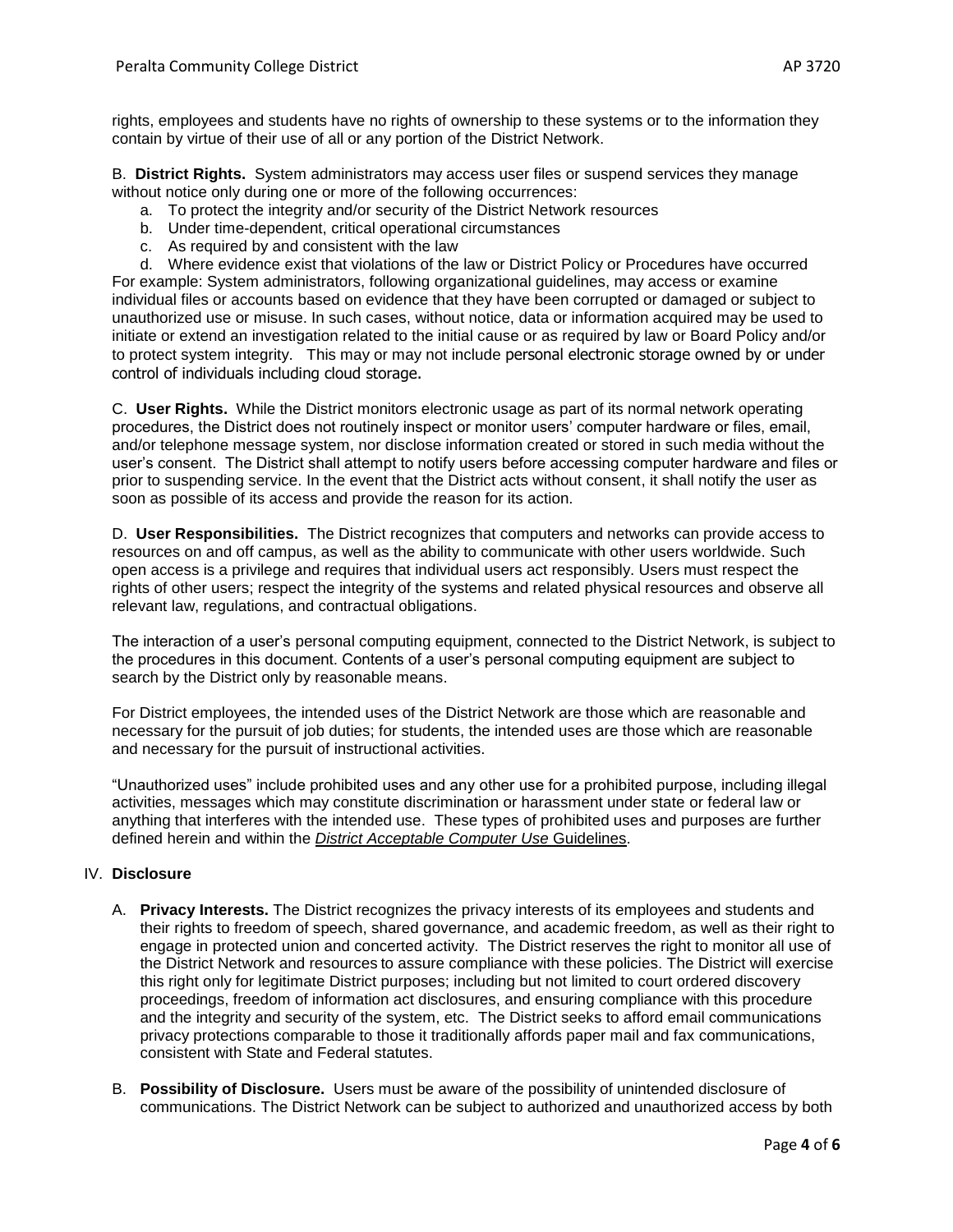rights, employees and students have no rights of ownership to these systems or to the information they contain by virtue of their use of all or any portion of the District Network.

B. **District Rights.** System administrators may access user files or suspend services they manage without notice only during one or more of the following occurrences:

a. To protect the integrity and/or security of the District Network resources
b. Under time-dependent, critical operational circumstances
c. As required by and consistent with the law
d. Where evidence exist that violations of the law or District Policy or Procedures have occurred

For example: System administrators, following organizational guidelines, may access or examine individual files or accounts based on evidence that they have been corrupted or damaged or subject to unauthorized use or misuse. In such cases, without notice, data or information acquired may be used to initiate or extend an investigation related to the initial cause or as required by law or Board Policy and/or to protect system integrity. This may or may not include personal electronic storage owned by or under control of individuals including cloud storage.

C. **User Rights.** While the District monitors electronic usage as part of its normal network operating procedures, the District does not routinely inspect or monitor users' computer hardware or files, email, and/or telephone message system, nor disclose information created or stored in such media without the user's consent. The District shall attempt to notify users before accessing computer hardware and files or prior to suspending service. In the event that the District acts without consent, it shall notify the user as soon as possible of its access and provide the reason for its action.

D. **User Responsibilities.** The District recognizes that computers and networks can provide access to resources on and off campus, as well as the ability to communicate with other users worldwide. Such open access is a privilege and requires that individual users act responsibly. Users must respect the rights of other users; respect the integrity of the systems and related physical resources and observe all relevant law, regulations, and contractual obligations.

The interaction of a user's personal computing equipment, connected to the District Network, is subject to the procedures in this document. Contents of a user's personal computing equipment are subject to search by the District only by reasonable means.

For District employees, the intended uses of the District Network are those which are reasonable and necessary for the pursuit of job duties; for students, the intended uses are those which are reasonable and necessary for the pursuit of instructional activities.

"Unauthorized uses" include prohibited uses and any other use for a prohibited purpose, including illegal activities, messages which may constitute discrimination or harassment under state or federal law or anything that interferes with the intended use. These types of prohibited uses and purposes are further defined herein and within the ***District Acceptable Computer Use* Guidelines**.

IV. **Disclosure**

A. **Privacy Interests.** The District recognizes the privacy interests of its employees and students and their rights to freedom of speech, shared governance, and academic freedom, as well as their right to engage in protected union and concerted activity. The District reserves the right to monitor all use of the District Network and resources to assure compliance with these policies. The District will exercise this right only for legitimate District purposes; including but not limited to court ordered discovery proceedings, freedom of information act disclosures, and ensuring compliance with this procedure and the integrity and security of the system, etc. The District seeks to afford email communications privacy protections comparable to those it traditionally affords paper mail and fax communications, consistent with State and Federal statutes.

B. **Possibility of Disclosure.** Users must be aware of the possibility of unintended disclosure of communications. The District Network can be subject to authorized and unauthorized access by both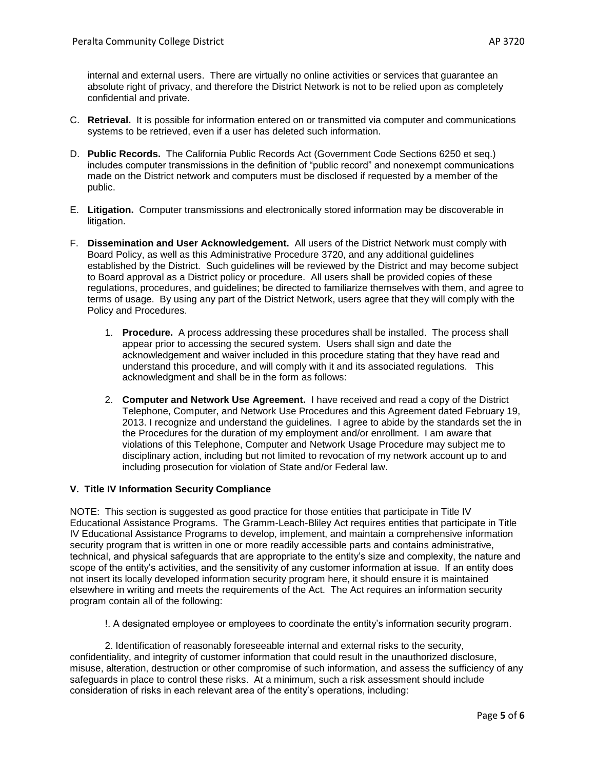internal and external users. There are virtually no online activities or services that guarantee an absolute right of privacy, and therefore the District Network is not to be relied upon as completely confidential and private.

C. **Retrieval.** It is possible for information entered on or transmitted via computer and communications systems to be retrieved, even if a user has deleted such information.

D. **Public Records.** The California Public Records Act (Government Code Sections 6250 et seq.) includes computer transmissions in the definition of "public record" and nonexempt communications made on the District network and computers must be disclosed if requested by a member of the public.

E. **Litigation.** Computer transmissions and electronically stored information may be discoverable in litigation.

F. **Dissemination and User Acknowledgement.** All users of the District Network must comply with Board Policy, as well as this Administrative Procedure 3720, and any additional guidelines established by the District. Such guidelines will be reviewed by the District and may become subject to Board approval as a District policy or procedure. All users shall be provided copies of these regulations, procedures, and guidelines; be directed to familiarize themselves with them, and agree to terms of usage. By using any part of the District Network, users agree that they will comply with the Policy and Procedures.

   1. **Procedure.** A process addressing these procedures shall be installed. The process shall appear prior to accessing the secured system. Users shall sign and date the acknowledgement and waiver included in this procedure stating that they have read and understand this procedure, and will comply with it and its associated regulations. This acknowledgment and shall be in the form as follows:

   2. **Computer and Network Use Agreement.** I have received and read a copy of the District Telephone, Computer, and Network Use Procedures and this Agreement dated February 19, 2013. I recognize and understand the guidelines. I agree to abide by the standards set the in the Procedures for the duration of my employment and/or enrollment. I am aware that violations of this Telephone, Computer and Network Usage Procedure may subject me to disciplinary action, including but not limited to revocation of my network account up to and including prosecution for violation of State and/or Federal law.

## V. Title IV Information Security Compliance

NOTE: This section is suggested as good practice for those entities that participate in Title IV Educational Assistance Programs. The Gramm-Leach-Bliley Act requires entities that participate in Title IV Educational Assistance Programs to develop, implement, and maintain a comprehensive information security program that is written in one or more readily accessible parts and contains administrative, technical, and physical safeguards that are appropriate to the entity's size and complexity, the nature and scope of the entity's activities, and the sensitivity of any customer information at issue. If an entity does not insert its locally developed information security program here, it should ensure it is maintained elsewhere in writing and meets the requirements of the Act. The Act requires an information security program contain all of the following:

!. A designated employee or employees to coordinate the entity's information security program.

2. Identification of reasonably foreseeable internal and external risks to the security, confidentiality, and integrity of customer information that could result in the unauthorized disclosure, misuse, alteration, destruction or other compromise of such information, and assess the sufficiency of any safeguards in place to control these risks. At a minimum, such a risk assessment should include consideration of risks in each relevant area of the entity's operations, including: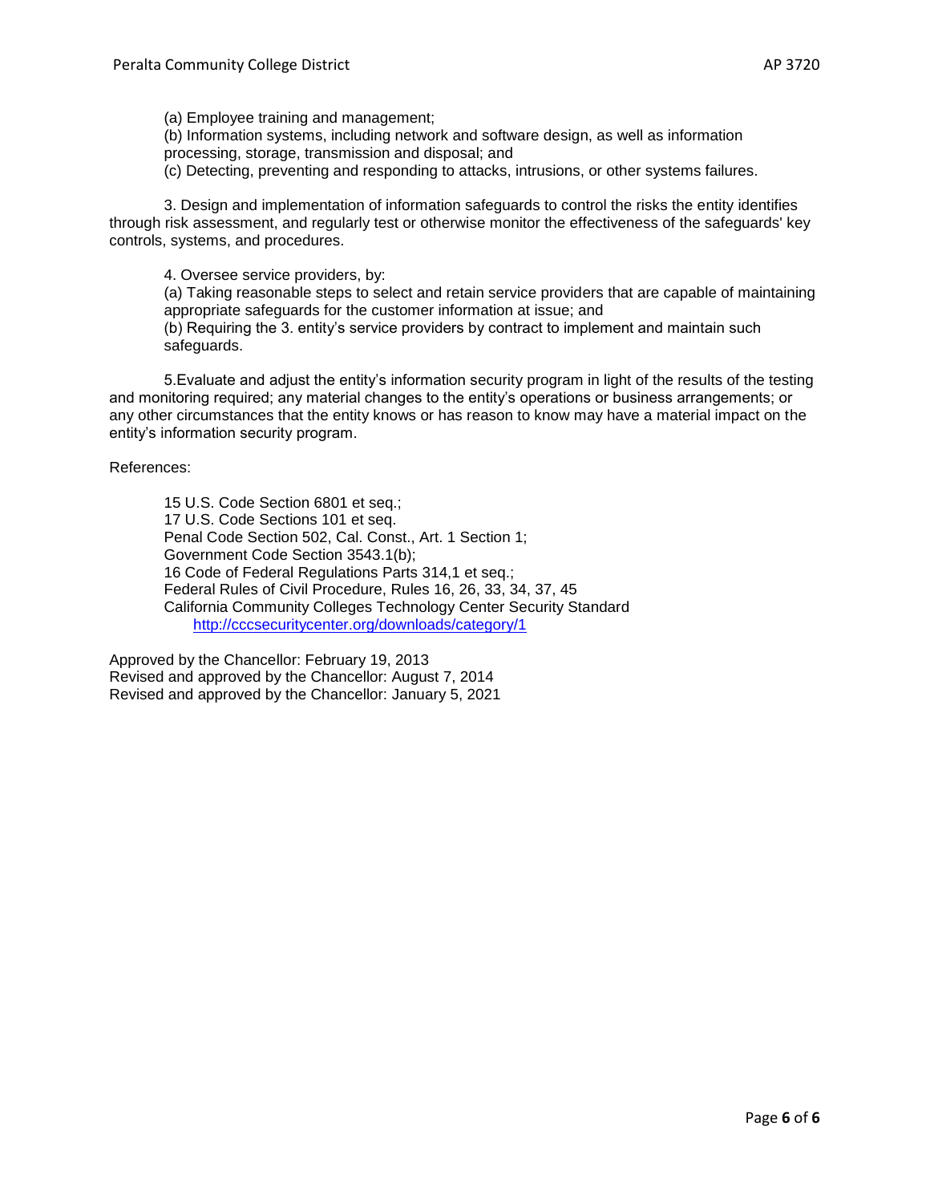(a) Employee training and management;
(b) Information systems, including network and software design, as well as information processing, storage, transmission and disposal; and
(c) Detecting, preventing and responding to attacks, intrusions, or other systems failures.

3. Design and implementation of information safeguards to control the risks the entity identifies through risk assessment, and regularly test or otherwise monitor the effectiveness of the safeguards' key controls, systems, and procedures.

4. Oversee service providers, by:
(a) Taking reasonable steps to select and retain service providers that are capable of maintaining appropriate safeguards for the customer information at issue; and
(b) Requiring the 3. entity's service providers by contract to implement and maintain such safeguards.

5.Evaluate and adjust the entity's information security program in light of the results of the testing and monitoring required; any material changes to the entity's operations or business arrangements; or any other circumstances that the entity knows or has reason to know may have a material impact on the entity's information security program.

References:

15 U.S. Code Section 6801 et seq.;
17 U.S. Code Sections 101 et seq.
Penal Code Section 502, Cal. Const., Art. 1 Section 1;
Government Code Section 3543.1(b);
16 Code of Federal Regulations Parts 314,1 et seq.;
Federal Rules of Civil Procedure, Rules 16, 26, 33, 34, 37, 45
California Community Colleges Technology Center Security Standard
http://cccsecuritycenter.org/downloads/category/1

Approved by the Chancellor: February 19, 2013
Revised and approved by the Chancellor: August 7, 2014
Revised and approved by the Chancellor: January 5, 2021